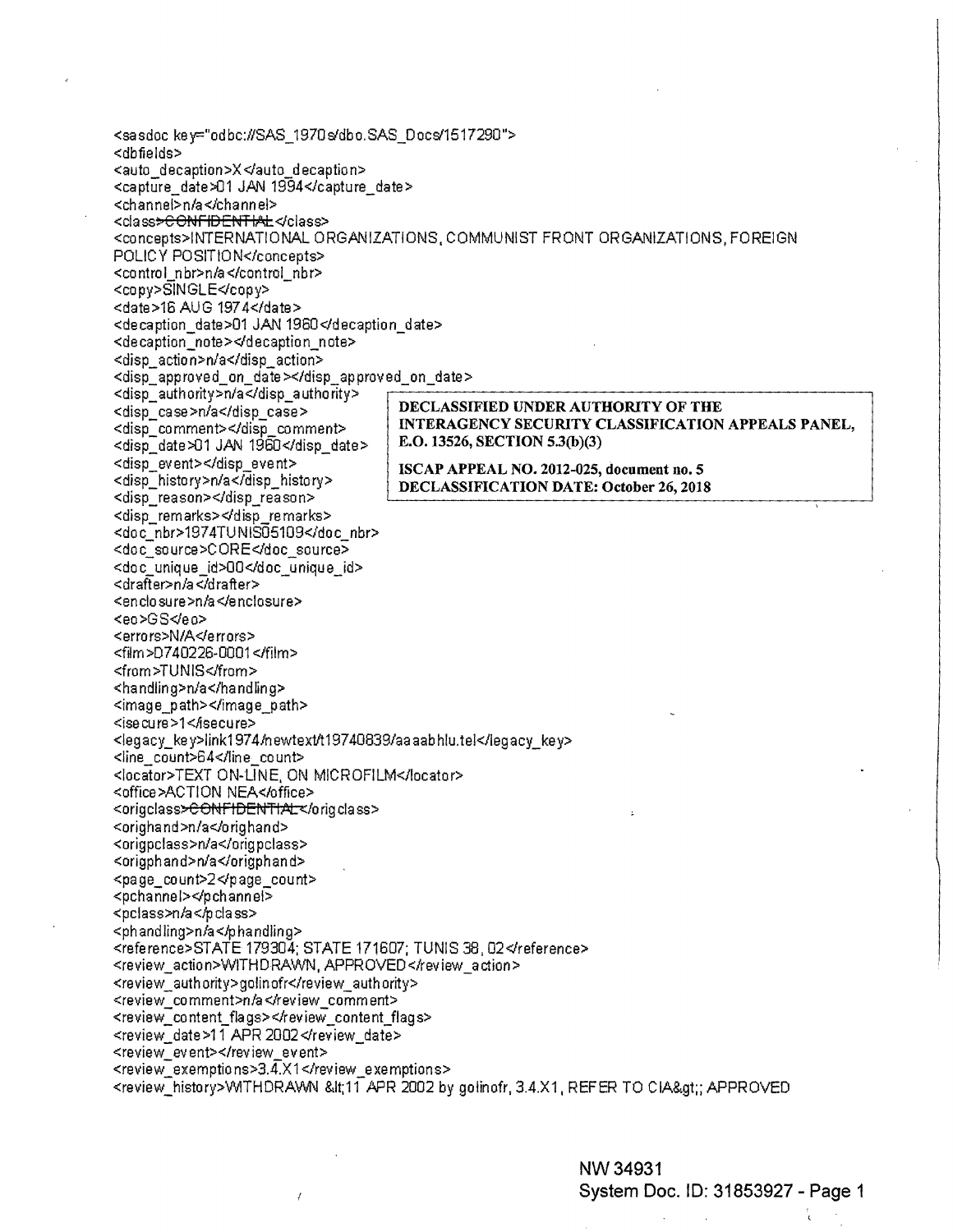```
<sasdoc key="odbc://SAS_1970s/dbo.SAS_Docs/1517290">
<dbfields>
<auto_decaption>X</auto_decaption>
<capture_date>01 JAN 1994</capture_date>
<channel>n/a</channel>
<class>CONFIDENTIAL</class>
<concepts>INTERNATIONAL ORGANIZATIONS, COMMUNIST FRONT ORGANIZATIONS, FOREIGN POLICY POSITION</concepts>
<control_nbr>n/a</control_nbr>
<copy>SINGLE</copy>
<date>16 AUG 1974</date>
<decaption_date>01 JAN 1960</decaption_date>
<decaption_note></decaption_note>
<disp_action>n/a</disp_action>
<disp_approved_on_date></disp_approved_on_date>
<disp_authority>n/a</disp_authority>
<disp_case>n/a</disp_case>
<disp_comment></disp_comment>
<disp_date>01 JAN 1960</disp_date>
<disp_event></disp_event>
<disp_history>n/a</disp_history>
<disp_reason></disp_reason>
<disp_remarks></disp_remarks>
<doc_nbr>1974TUNIS05109</doc_nbr>
<doc_source>CORE</doc_source>
<doc_unique_id>00</doc_unique_id>
<drafter>n/a</drafter>
<enclosure>n/a</enclosure>
<eo>GS</eo>
<errors>N/A</errors>
<film>D740226-0001</film>
<from>TUNIS</from>
<handling>n/a</handling>
<image_path></image_path>
<isecure>1</isecure>
<legacy_key>link1974/newtext/t19740839/aaaabhlu.tel</legacy_key>
<line_count>64</line_count>
<locator>TEXT ON-LINE, ON MICROFILM</locator>
<office>ACTION NEA</office>
<origclass>CONFIDENTIAL</origclass>
<orighand>n/a</orighand>
<origpclass>n/a</origpclass>
<origphand>n/a</origphand>
<page_count>2</page_count>
<pchannel></pchannel>
<pclass>n/a</pclass>
<phandling>n/a</phandling>
<reference>STATE 179304; STATE 171607; TUNIS 38, 02</reference>
<review_action>WITHDRAWN, APPROVED</review_action>
<review_authority>golinofr</review_authority>
<review_comment>n/a</review_comment>
<review_content_flags></review_content_flags>
<review_date>11 APR 2002</review_date>
<review_event></review_event>
<review_exemptions>3.4.X1</review_exemptions>
<review_history>WITHDRAWN &lt;11 APR 2002 by golinofr, 3.4.X1, REFER TO CIA&gt;; APPROVED
```

**DECLASSIFIED UNDER AUTHORITY OF THE INTERAGENCY SECURITY CLASSIFICATION APPEALS PANEL, E.O. 13526, SECTION 5.3(b)(3)**

**ISCAP APPEAL NO. 2012-025, document no. 5**
**DECLASSIFICATION DATE: October 26, 2018**

NW 34931
System Doc. ID: 31853927 - Page 1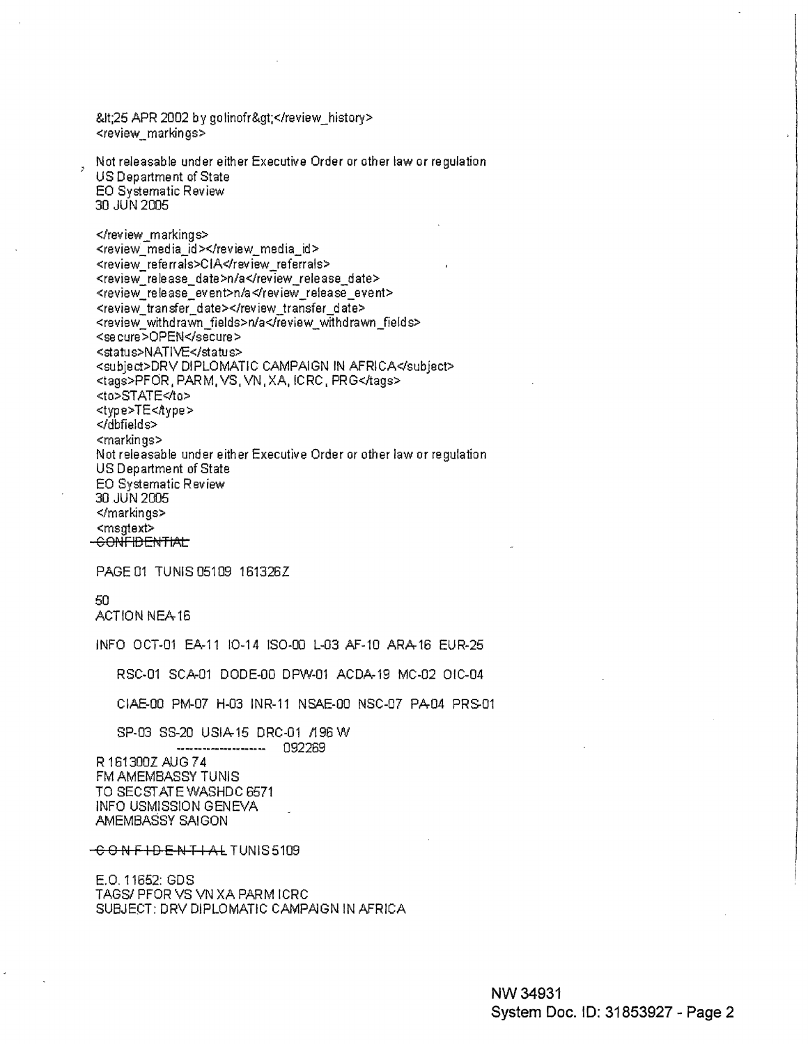&lt;25 APR 2002 by golinofr&gt;</review_history>
<review_markings>

Not releasable under either Executive Order or other law or regulation
US Department of State
EO Systematic Review
30 JUN 2005

</review_markings>
<review_media_id></review_media_id>
<review_referrals>CIA</review_referrals>
<review_release_date>n/a</review_release_date>
<review_release_event>n/a</review_release_event>
<review_transfer_date></review_transfer_date>
<review_withdrawn_fields>n/a</review_withdrawn_fields>
<secure>OPEN</secure>
<status>NATIVE</status>
<subject>DRV DIPLOMATIC CAMPAIGN IN AFRICA</subject>
<tags>PFOR, PARM, VS, VN, XA, ICRC, PRG</tags>
<to>STATE</to>
<type>TE</type>
</dbfields>
<markings>
Not releasable under either Executive Order or other law or regulation
US Department of State
EO Systematic Review
30 JUN 2005
</markings>
<msgtext>
~~CONFIDENTIAL~~

PAGE 01 TUNIS 05109 161326Z

50
ACTION NEA-16

INFO OCT-01 EA-11 IO-14 ISO-00 L-03 AF-10 ARA-16 EUR-25

RSC-01 SCA-01 DODE-00 DPW-01 ACDA-19 MC-02 OIC-04

CIAE-00 PM-07 H-03 INR-11 NSAE-00 NSC-07 PA-04 PRS-01

SP-03 SS-20 USIA-15 DRC-01 /196 W
-------------------- 092269

R 161300Z AUG 74
FM AMEMBASSY TUNIS
TO SECSTATE WASHDC 6571
INFO USMISSION GENEVA
AMEMBASSY SAIGON

~~C O N F I D E N T I A L~~ TUNIS 5109

E.O. 11652: GDS
TAGS/ PFOR VS VN XA PARM ICRC
SUBJECT: DRV DIPLOMATIC CAMPAIGN IN AFRICA

NW 34931
System Doc. ID: 31853927 - Page 2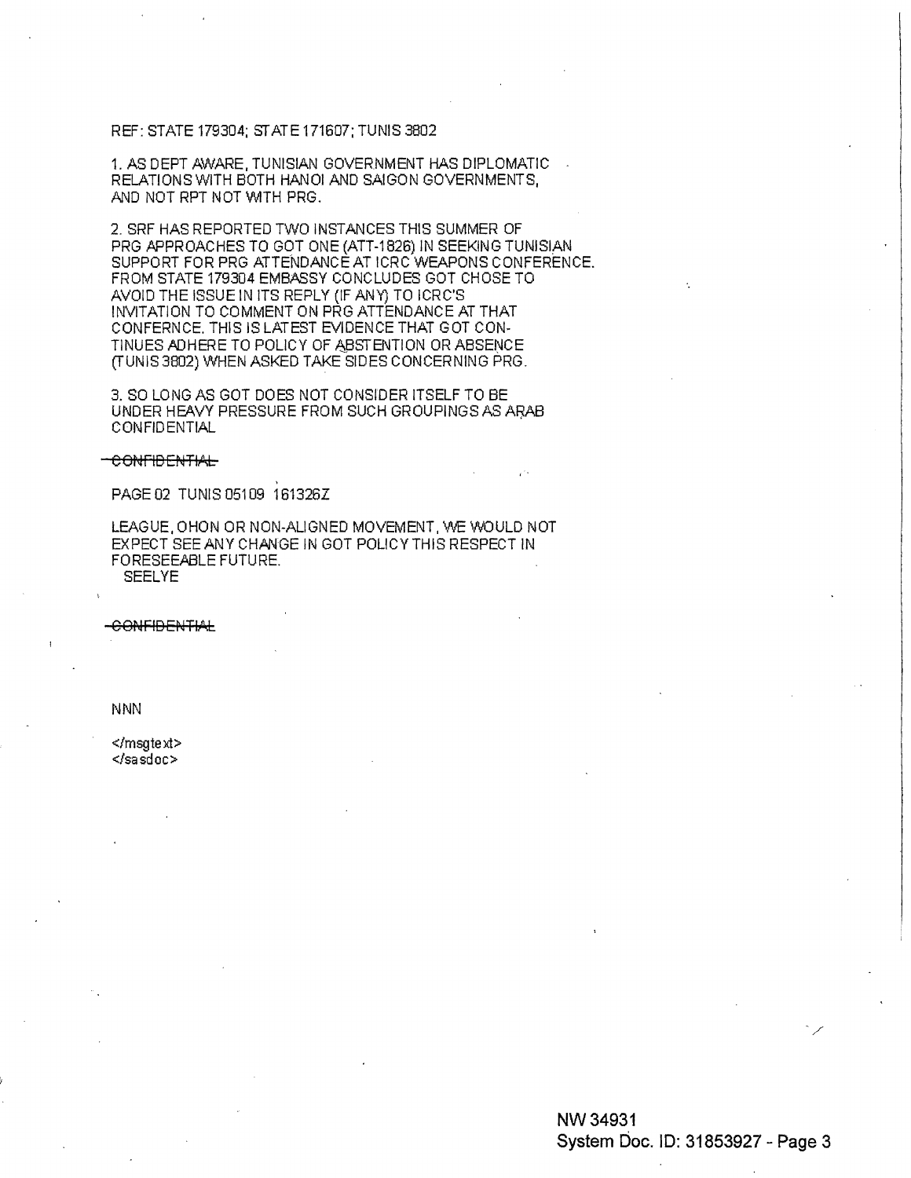REF: STATE 179304; STATE 171607; TUNIS 3802

1. AS DEPT AWARE, TUNISIAN GOVERNMENT HAS DIPLOMATIC RELATIONS WITH BOTH HANOI AND SAIGON GOVERNMENTS, AND NOT RPT NOT WITH PRG.

2. SRF HAS REPORTED TWO INSTANCES THIS SUMMER OF PRG APPROACHES TO GOT ONE (ATT-1826) IN SEEKING TUNISIAN SUPPORT FOR PRG ATTENDANCE AT ICRC WEAPONS CONFERENCE. FROM STATE 179304 EMBASSY CONCLUDES GOT CHOSE TO AVOID THE ISSUE IN ITS REPLY (IF ANY) TO ICRC'S INVITATION TO COMMENT ON PRG ATTENDANCE AT THAT CONFERNCE. THIS IS LATEST EVIDENCE THAT GOT CONTINUES ADHERE TO POLICY OF ABSTENTION OR ABSENCE (TUNIS 3802) WHEN ASKED TAKE SIDES CONCERNING PRG.

3. SO LONG AS GOT DOES NOT CONSIDER ITSELF TO BE UNDER HEAVY PRESSURE FROM SUCH GROUPINGS AS ARAB
CONFIDENTIAL

~~CONFIDENTIAL~~

PAGE 02 TUNIS 05109 161326Z

LEAGUE, OHON OR NON-ALIGNED MOVEMENT, WE WOULD NOT EXPECT SEE ANY CHANGE IN GOT POLICY THIS RESPECT IN FORESEEABLE FUTURE.
SEELYE

~~CONFIDENTIAL~~

NNN

</msgtext>
</sasdoc>

NW 34931
System Doc. ID: 31853927 - Page 3